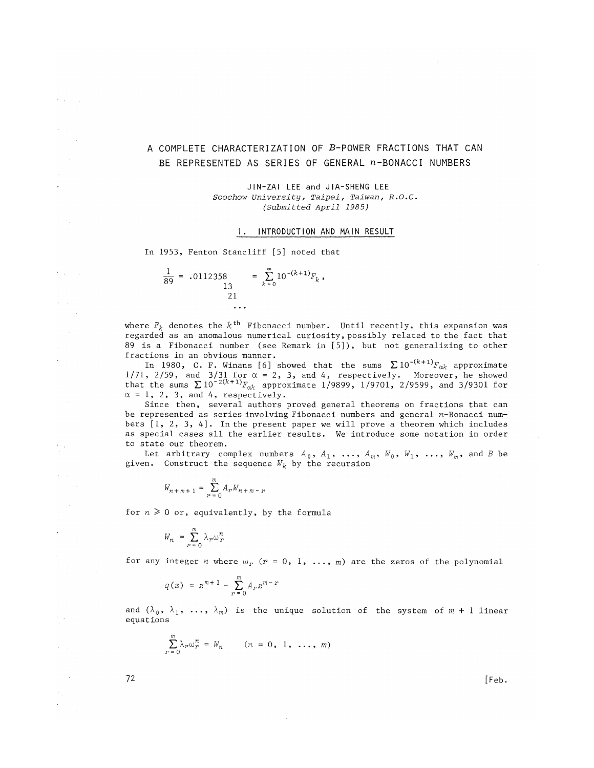# A COMPLETE CHARACTERIZATION OF $B$-POWER FRACTIONS THAT CAN BE REPRESENTED AS SERIES OF GENERAL $n$-BONACCI NUMBERS

JIN-ZAI LEE and JIA-SHENG LEE

*Soochow University, Taipei, Taiwan, R.O.C.*

*(Submitted April 1985)*

## 1. INTRODUCTION AND MAIN RESULT

In 1953, Fenton Stancliff [5] noted that

$$\frac{1}{89} = .0112358 \quad = \sum_{k=0}^{\infty} 10^{-(k+1)} F_k,$$
$$\begin{array}{l} 13 \\ \;\;21 \\ \;\;\;\ldots \end{array}$$

where $F_k$ denotes the $k^{\text{th}}$ Fibonacci number. Until recently, this expansion was regarded as an anomalous numerical curiosity, possibly related to the fact that 89 is a Fibonacci number (see Remark in [5]), but not generalizing to other fractions in an obvious manner.

In 1980, C. F. Winans [6] showed that the sums $\sum 10^{-(k+1)} F_{\alpha k}$ approximate 1/71, 2/59, and 3/31 for $\alpha = 2$, 3, and 4, respectively. Moreover, he showed that the sums $\sum 10^{-2(k+1)} F_{\alpha k}$ approximate 1/9899, 1/9701, 2/9599, and 3/9301 for $\alpha = 1$, 2, 3, and 4, respectively.

Since then, several authors proved general theorems on fractions that can be represented as series involving Fibonacci numbers and general $n$-Bonacci numbers [1, 2, 3, 4]. In the present paper we will prove a theorem which includes as special cases all the earlier results. We introduce some notation in order to state our theorem.

Let arbitrary complex numbers $A_0, A_1, \ldots, A_m, W_0, W_1, \ldots, W_m$, and $B$ be given. Construct the sequence $W_k$ by the recursion

$$W_{n+m+1} = \sum_{r=0}^{m} A_r W_{n+m-r}$$

for $n \geqslant 0$ or, equivalently, by the formula

$$W_n = \sum_{r=0}^{m} \lambda_r \omega_r^n$$

for any integer $n$ where $\omega_r$ ($r = 0, 1, \ldots, m$) are the zeros of the polynomial

$$q(z) = z^{m+1} - \sum_{r=0}^{m} A_r z^{m-r}$$

and $(\lambda_0, \lambda_1, \ldots, \lambda_m)$ is the unique solution of the system of $m + 1$ linear equations

$$\sum_{r=0}^{m} \lambda_r \omega_r^n = W_n \qquad (n = 0, 1, \ldots, m)$$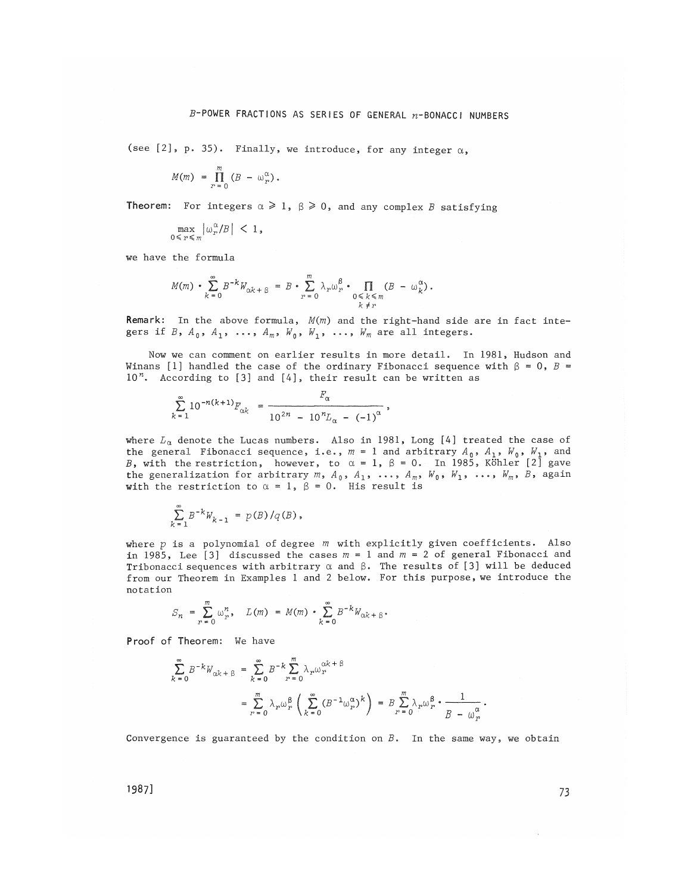(see [2], p. 35). Finally, we introduce, for any integer $\alpha$,

$$M(m) = \prod_{r=0}^{m} (B - \omega_r^{\alpha}).$$

**Theorem:** For integers $\alpha \geqslant 1$, $\beta \geqslant 0$, and any complex $B$ satisfying

$$\max_{0 \leqslant r \leqslant m} |\omega_r^{\alpha}/B| < 1,$$

we have the formula

$$M(m) \cdot \sum_{k=0}^{\infty} B^{-k} W_{\alpha k + \beta} = B \cdot \sum_{r=0}^{m} \lambda_r \omega_r^{\beta} \cdot \prod_{\substack{0 \leqslant k \leqslant m \\ k \neq r}} (B - \omega_k^{\alpha}).$$

**Remark:** In the above formula, $M(m)$ and the right-hand side are in fact integers if $B$, $A_0$, $A_1$, ..., $A_m$, $W_0$, $W_1$, ..., $W_m$ are all integers.

Now we can comment on earlier results in more detail. In 1981, Hudson and Winans [1] handled the case of the ordinary Fibonacci sequence with $\beta = 0$, $B = 10^n$. According to [3] and [4], their result can be written as

$$\sum_{k=1}^{\infty} 10^{-n(k+1)} F_{\alpha k} = \frac{F_{\alpha}}{10^{2n} - 10^n L_{\alpha} - (-1)^{\alpha}},$$

where $L_{\alpha}$ denote the Lucas numbers. Also in 1981, Long [4] treated the case of the general Fibonacci sequence, i.e., $m = 1$ and arbitrary $A_0$, $A_1$, $W_0$, $W_1$, and $B$, with the restriction, however, to $\alpha = 1$, $\beta = 0$. In 1985, Köhler [2] gave the generalization for arbitrary $m$, $A_0$, $A_1$, ..., $A_m$, $W_0$, $W_1$, ..., $W_m$, $B$, again with the restriction to $\alpha = 1$, $\beta = 0$. His result is

$$\sum_{k=1}^{\infty} B^{-k} W_{k-1} = p(B)/q(B),$$

where $p$ is a polynomial of degree $m$ with explicitly given coefficients. Also in 1985, Lee [3] discussed the cases $m = 1$ and $m = 2$ of general Fibonacci and Tribonacci sequences with arbitrary $\alpha$ and $\beta$. The results of [3] will be deduced from our Theorem in Examples 1 and 2 below. For this purpose, we introduce the notation

$$S_n = \sum_{r=0}^{m} \omega_r^n, \quad L(m) = M(m) \cdot \sum_{k=0}^{\infty} B^{-k} W_{\alpha k + \beta}.$$

**Proof of Theorem:** We have

$$\sum_{k=0}^{\infty} B^{-k} W_{\alpha k + \beta} = \sum_{k=0}^{\infty} B^{-k} \sum_{r=0}^{m} \lambda_r \omega_r^{\alpha k + \beta}$$

$$= \sum_{r=0}^{m} \lambda_r \omega_r^{\beta} \left( \sum_{k=0}^{\infty} (B^{-1} \omega_r^{\alpha})^k \right) = B \sum_{r=0}^{m} \lambda_r \omega_r^{\beta} \cdot \frac{1}{B - \omega_r^{\alpha}}.$$

Convergence is guaranteed by the condition on $B$. In the same way, we obtain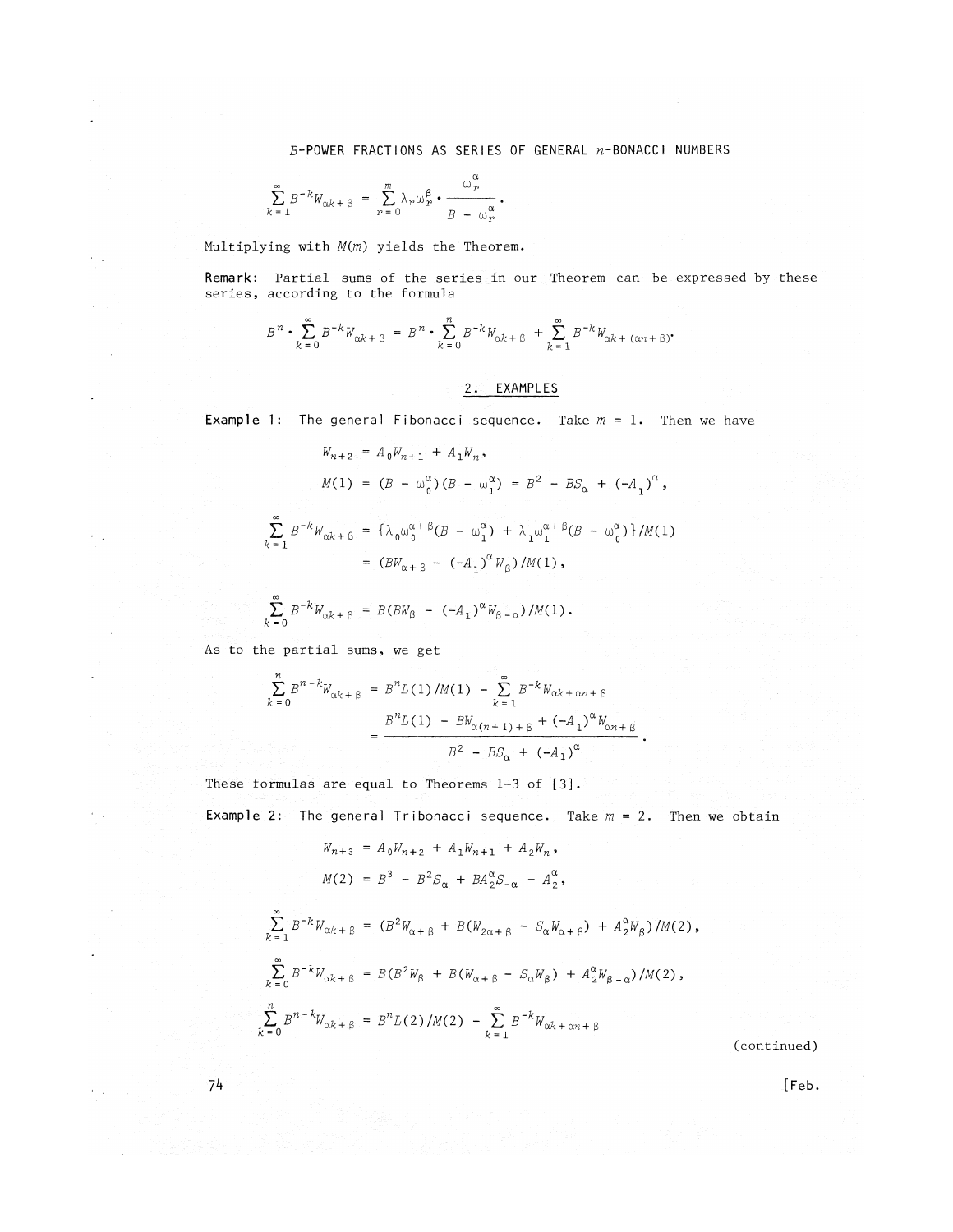$$\sum_{k=1}^{\infty} B^{-k} W_{\alpha k+\beta} = \sum_{r=0}^{m} \lambda_r \omega_r^{\beta} \cdot \frac{\omega_r^{\alpha}}{B - \omega_r^{\alpha}}.$$

Multiplying with $M(m)$ yields the Theorem.

**Remark:** Partial sums of the series in our Theorem can be expressed by these series, according to the formula

$$B^n \cdot \sum_{k=0}^{\infty} B^{-k} W_{\alpha k+\beta} = B^n \cdot \sum_{k=0}^{n} B^{-k} W_{\alpha k+\beta} + \sum_{k=1}^{\infty} B^{-k} W_{\alpha k+(\alpha n+\beta)}.$$

## 2. EXAMPLES

**Example 1:** The general Fibonacci sequence. Take $m = 1$. Then we have

$$W_{n+2} = A_0 W_{n+1} + A_1 W_n,$$

$$M(1) = (B - \omega_0^{\alpha})(B - \omega_1^{\alpha}) = B^2 - BS_{\alpha} + (-A_1)^{\alpha},$$

$$\sum_{k=1}^{\infty} B^{-k} W_{\alpha k+\beta} = \{\lambda_0 \omega_0^{\alpha+\beta}(B - \omega_1^{\alpha}) + \lambda_1 \omega_1^{\alpha+\beta}(B - \omega_0^{\alpha})\}/M(1)$$
$$= (BW_{\alpha+\beta} - (-A_1)^{\alpha} W_{\beta})/M(1),$$

$$\sum_{k=0}^{\infty} B^{-k} W_{\alpha k+\beta} = B(BW_{\beta} - (-A_1)^{\alpha} W_{\beta-\alpha})/M(1).$$

As to the partial sums, we get

$$\sum_{k=0}^{n} B^{n-k} W_{\alpha k+\beta} = B^n L(1)/M(1) - \sum_{k=1}^{\infty} B^{-k} W_{\alpha k+\alpha n+\beta}$$
$$= \frac{B^n L(1) - BW_{\alpha(n+1)+\beta} + (-A_1)^{\alpha} W_{\alpha n+\beta}}{B^2 - BS_{\alpha} + (-A_1)^{\alpha}}.$$

These formulas are equal to Theorems 1-3 of [3].

**Example 2:** The general Tribonacci sequence. Take $m = 2$. Then we obtain

$$W_{n+3} = A_0 W_{n+2} + A_1 W_{n+1} + A_2 W_n,$$

$$M(2) = B^3 - B^2 S_{\alpha} + BA_2^{\alpha} S_{-\alpha} - A_2^{\alpha},$$

$$\sum_{k=1}^{\infty} B^{-k} W_{\alpha k+\beta} = (B^2 W_{\alpha+\beta} + B(W_{2\alpha+\beta} - S_{\alpha} W_{\alpha+\beta}) + A_2^{\alpha} W_{\beta})/M(2),$$

$$\sum_{k=0}^{\infty} B^{-k} W_{\alpha k+\beta} = B(B^2 W_{\beta} + B(W_{\alpha+\beta} - S_{\alpha} W_{\beta}) + A_2^{\alpha} W_{\beta-\alpha})/M(2),$$

$$\sum_{k=0}^{n} B^{n-k} W_{\alpha k+\beta} = B^n L(2)/M(2) - \sum_{k=1}^{\infty} B^{-k} W_{\alpha k+\alpha n+\beta}$$

(continued)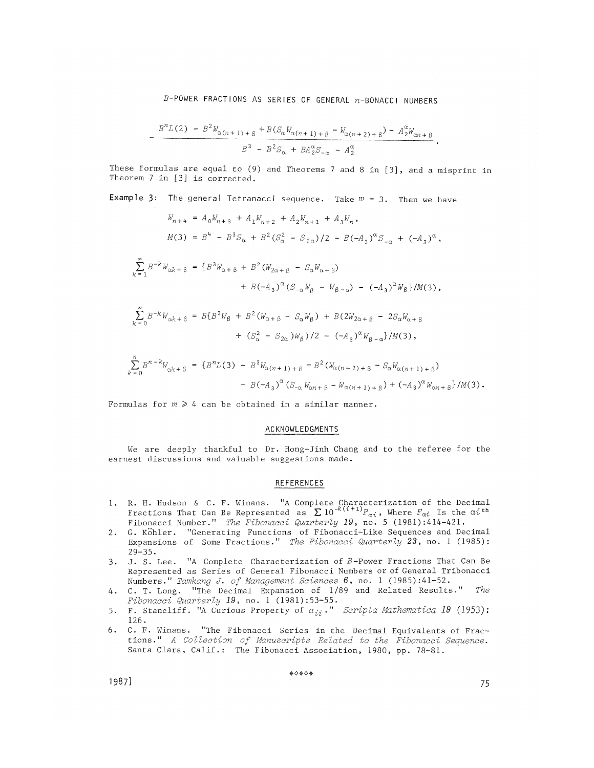$$= \frac{B^n L(2) - B^2 W_{\alpha(n+1)+\beta} + B(S_\alpha W_{\alpha(n+1)+\beta} - W_{\alpha(n+2)+\beta}) - A_2^\alpha W_{\alpha n+\beta}}{B^3 - B^2 S_\alpha + B A_2^\alpha S_{-\alpha} - A_2^\alpha}.$$

These formulas are equal to (9) and Theorems 7 and 8 in [3], and a misprint in Theorem 7 in [3] is corrected.

**Example 3:** The general Tetranacci sequence. Take $m = 3$. Then we have

$$W_{n+4} = A_0 W_{n+3} + A_1 W_{n+2} + A_2 W_{n+1} + A_3 W_n,$$

$$M(3) = B^4 - B^3 S_\alpha + B^2(S_\alpha^2 - S_{2\alpha})/2 - B(-A_3)^\alpha S_{-\alpha} + (-A_3)^\alpha,$$

$$\sum_{k=1}^{\infty} B^{-k} W_{\alpha k+\beta} = \{B^3 W_{\alpha+\beta} + B^2(W_{2\alpha+\beta} - S_\alpha W_{\alpha+\beta}) + B(-A_3)^\alpha (S_{-\alpha} W_\beta - W_{\beta-\alpha}) - (-A_3)^\alpha W_\beta\}/M(3),$$

$$\sum_{k=0}^{\infty} B^{-k} W_{\alpha k+\beta} = B\{B^3 W_\beta + B^2(W_{\alpha+\beta} - S_\alpha W_\beta) + B(2W_{2\alpha+\beta} - 2S_\alpha W_{\alpha+\beta} + (S_\alpha^2 - S_{2\alpha})W_\beta)/2 - (-A_3)^\alpha W_{\beta-\alpha}\}/M(3),$$

$$\sum_{k=0}^{n} B^{n-k} W_{\alpha k+\beta} = \{B^n L(3) - B^3 W_{\alpha(n+1)+\beta} - B^2(W_{\alpha(n+2)+\beta} - S_\alpha W_{\alpha(n+1)+\beta}) - B(-A_3)^\alpha (S_{-\alpha} W_{\alpha n+\beta} - W_{\alpha(n+1)+\beta}) + (-A_3)^\alpha W_{\alpha n+\beta}\}/M(3).$$

Formulas for $m \geqslant 4$ can be obtained in a similar manner.

## ACKNOWLEDGMENTS

We are deeply thankful to Dr. Hong-Jinh Chang and to the referee for the earnest discussions and valuable suggestions made.

## REFERENCES

1. R. H. Hudson & C. F. Winans. "A Complete Characterization of the Decimal Fractions That Can Be Represented as $\sum 10^{-k(i+1)} F_{\alpha i}$, Where $F_{\alpha i}$ Is the $\alpha i^{\text{th}}$ Fibonacci Number." *The Fibonacci Quarterly* **19**, no. 5 (1981):414-421.
2. G. Köhler. "Generating Functions of Fibonacci-Like Sequences and Decimal Expansions of Some Fractions." *The Fibonacci Quarterly* **23**, no. 1 (1985): 29-35.
3. J. S. Lee. "A Complete Characterization of $B$-Power Fractions That Can Be Represented as Series of General Fibonacci Numbers or of General Tribonacci Numbers." *Tamkang J. of Management Sciences* **6**, no. 1 (1985):41-52.
4. C. T. Long. "The Decimal Expansion of 1/89 and Related Results." *The Fibonacci Quarterly* **19**, no. 1 (1981):53-55.
5. F. Stancliff. "A Curious Property of $a_{ii}$." *Scripta Mathematica* **19** (1953): 126.
6. C. F. Winans. "The Fibonacci Series in the Decimal Equivalents of Fractions." *A Collection of Manuscripts Related to the Fibonacci Sequence*. Santa Clara, Calif.: The Fibonacci Association, 1980, pp. 78-81.

◆◇◆◇◆